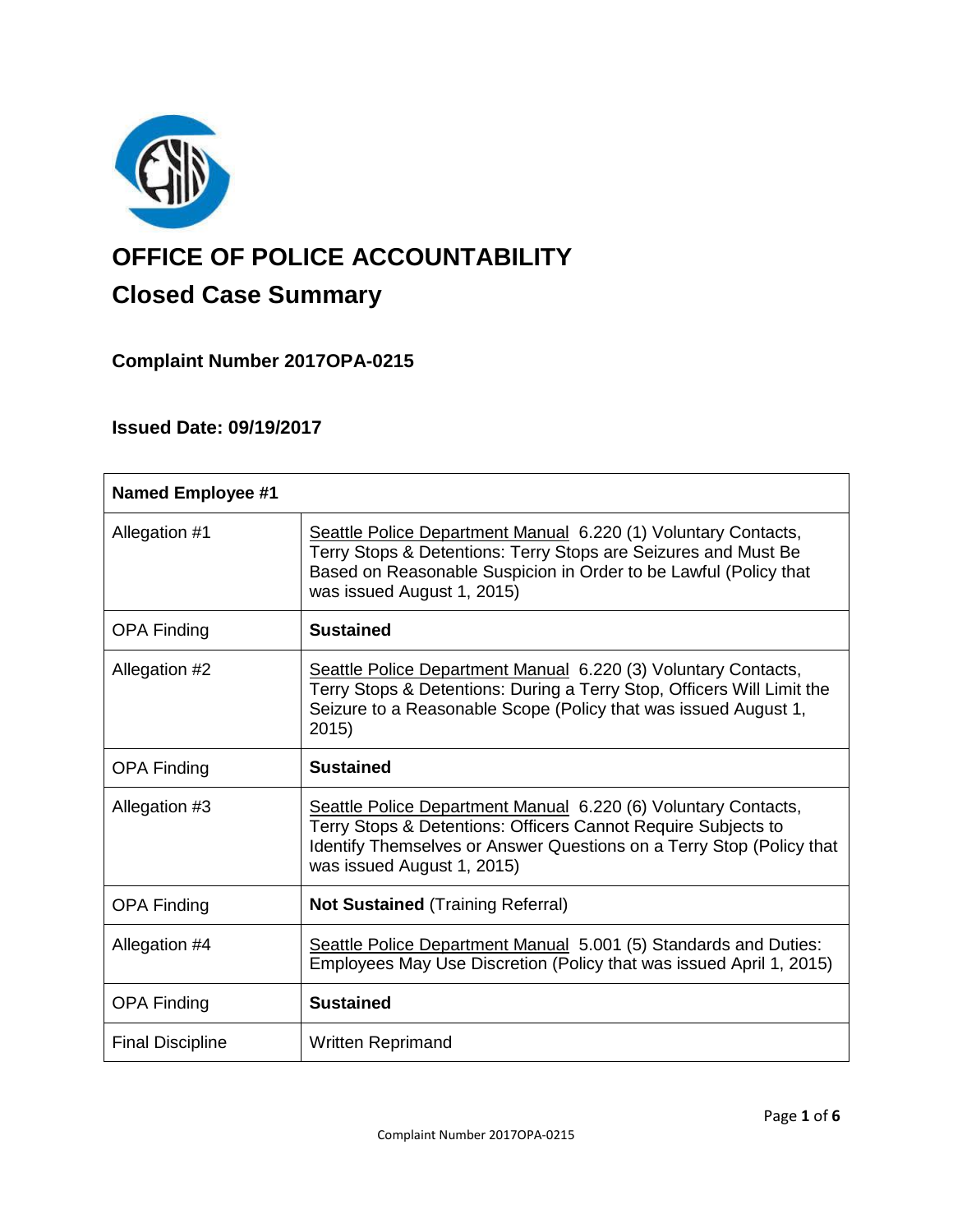# OFFICE OF POLICE ACCOUNTABILITY

## Closed Case Summary

### Complaint Number 2017OPA-0215

### Issued Date: 09/19/2017

| **Named Employee #1** | |
|---|---|
| Allegation #1 | Seattle Police Department Manual 6.220 (1) Voluntary Contacts, Terry Stops & Detentions: Terry Stops are Seizures and Must Be Based on Reasonable Suspicion in Order to be Lawful (Policy that was issued August 1, 2015) |
| OPA Finding | **Sustained** |
| Allegation #2 | Seattle Police Department Manual 6.220 (3) Voluntary Contacts, Terry Stops & Detentions: During a Terry Stop, Officers Will Limit the Seizure to a Reasonable Scope (Policy that was issued August 1, 2015) |
| OPA Finding | **Sustained** |
| Allegation #3 | Seattle Police Department Manual 6.220 (6) Voluntary Contacts, Terry Stops & Detentions: Officers Cannot Require Subjects to Identify Themselves or Answer Questions on a Terry Stop (Policy that was issued August 1, 2015) |
| OPA Finding | **Not Sustained** (Training Referral) |
| Allegation #4 | Seattle Police Department Manual 5.001 (5) Standards and Duties: Employees May Use Discretion (Policy that was issued April 1, 2015) |
| OPA Finding | **Sustained** |
| Final Discipline | Written Reprimand |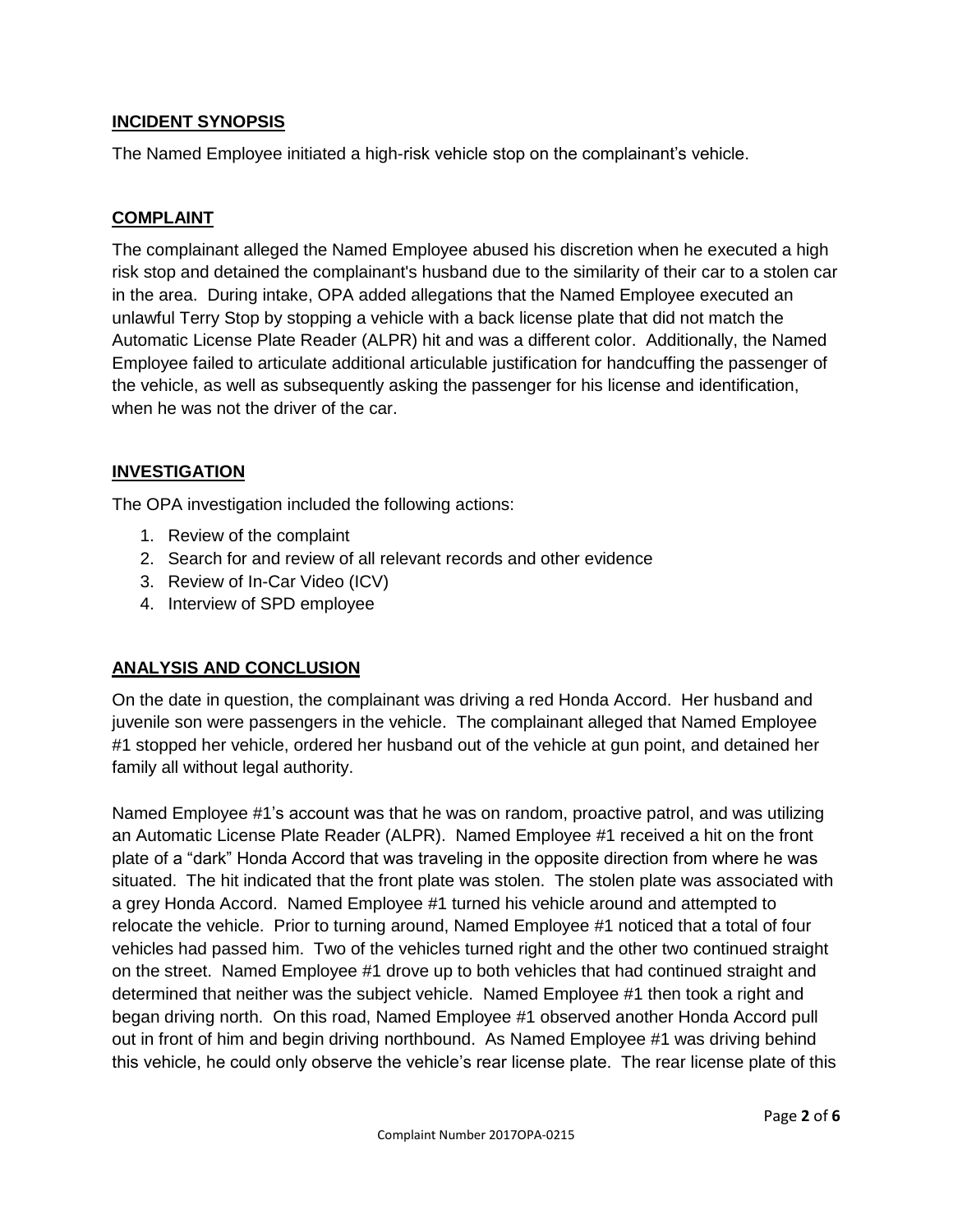## INCIDENT SYNOPSIS

The Named Employee initiated a high-risk vehicle stop on the complainant's vehicle.

## COMPLAINT

The complainant alleged the Named Employee abused his discretion when he executed a high risk stop and detained the complainant's husband due to the similarity of their car to a stolen car in the area. During intake, OPA added allegations that the Named Employee executed an unlawful Terry Stop by stopping a vehicle with a back license plate that did not match the Automatic License Plate Reader (ALPR) hit and was a different color. Additionally, the Named Employee failed to articulate additional articulable justification for handcuffing the passenger of the vehicle, as well as subsequently asking the passenger for his license and identification, when he was not the driver of the car.

## INVESTIGATION

The OPA investigation included the following actions:

1. Review of the complaint
2. Search for and review of all relevant records and other evidence
3. Review of In-Car Video (ICV)
4. Interview of SPD employee

## ANALYSIS AND CONCLUSION

On the date in question, the complainant was driving a red Honda Accord. Her husband and juvenile son were passengers in the vehicle. The complainant alleged that Named Employee #1 stopped her vehicle, ordered her husband out of the vehicle at gun point, and detained her family all without legal authority.

Named Employee #1's account was that he was on random, proactive patrol, and was utilizing an Automatic License Plate Reader (ALPR). Named Employee #1 received a hit on the front plate of a "dark" Honda Accord that was traveling in the opposite direction from where he was situated. The hit indicated that the front plate was stolen. The stolen plate was associated with a grey Honda Accord. Named Employee #1 turned his vehicle around and attempted to relocate the vehicle. Prior to turning around, Named Employee #1 noticed that a total of four vehicles had passed him. Two of the vehicles turned right and the other two continued straight on the street. Named Employee #1 drove up to both vehicles that had continued straight and determined that neither was the subject vehicle. Named Employee #1 then took a right and began driving north. On this road, Named Employee #1 observed another Honda Accord pull out in front of him and begin driving northbound. As Named Employee #1 was driving behind this vehicle, he could only observe the vehicle's rear license plate. The rear license plate of this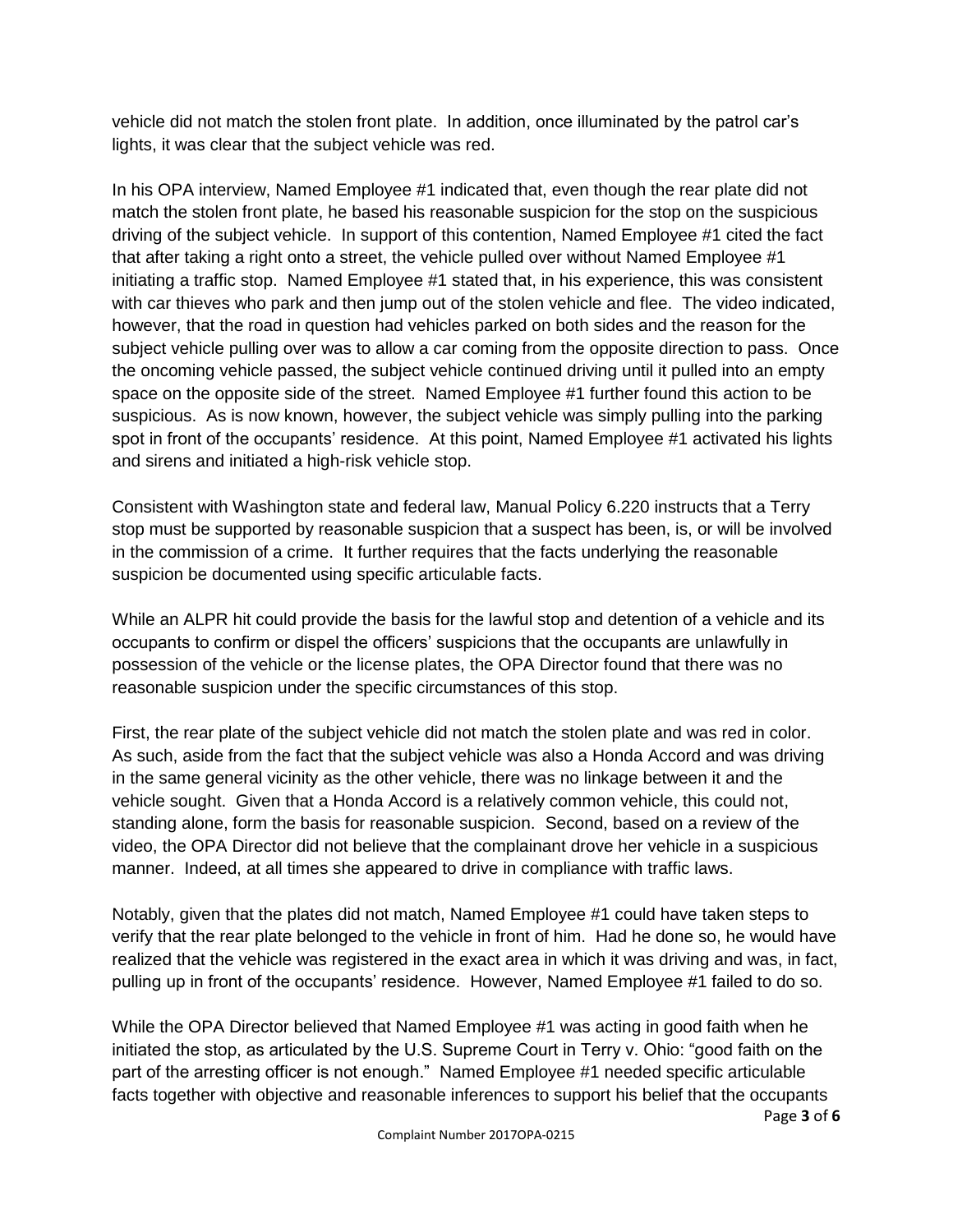vehicle did not match the stolen front plate. In addition, once illuminated by the patrol car's lights, it was clear that the subject vehicle was red.

In his OPA interview, Named Employee #1 indicated that, even though the rear plate did not match the stolen front plate, he based his reasonable suspicion for the stop on the suspicious driving of the subject vehicle. In support of this contention, Named Employee #1 cited the fact that after taking a right onto a street, the vehicle pulled over without Named Employee #1 initiating a traffic stop. Named Employee #1 stated that, in his experience, this was consistent with car thieves who park and then jump out of the stolen vehicle and flee. The video indicated, however, that the road in question had vehicles parked on both sides and the reason for the subject vehicle pulling over was to allow a car coming from the opposite direction to pass. Once the oncoming vehicle passed, the subject vehicle continued driving until it pulled into an empty space on the opposite side of the street. Named Employee #1 further found this action to be suspicious. As is now known, however, the subject vehicle was simply pulling into the parking spot in front of the occupants' residence. At this point, Named Employee #1 activated his lights and sirens and initiated a high-risk vehicle stop.

Consistent with Washington state and federal law, Manual Policy 6.220 instructs that a Terry stop must be supported by reasonable suspicion that a suspect has been, is, or will be involved in the commission of a crime. It further requires that the facts underlying the reasonable suspicion be documented using specific articulable facts.

While an ALPR hit could provide the basis for the lawful stop and detention of a vehicle and its occupants to confirm or dispel the officers' suspicions that the occupants are unlawfully in possession of the vehicle or the license plates, the OPA Director found that there was no reasonable suspicion under the specific circumstances of this stop.

First, the rear plate of the subject vehicle did not match the stolen plate and was red in color. As such, aside from the fact that the subject vehicle was also a Honda Accord and was driving in the same general vicinity as the other vehicle, there was no linkage between it and the vehicle sought. Given that a Honda Accord is a relatively common vehicle, this could not, standing alone, form the basis for reasonable suspicion. Second, based on a review of the video, the OPA Director did not believe that the complainant drove her vehicle in a suspicious manner. Indeed, at all times she appeared to drive in compliance with traffic laws.

Notably, given that the plates did not match, Named Employee #1 could have taken steps to verify that the rear plate belonged to the vehicle in front of him. Had he done so, he would have realized that the vehicle was registered in the exact area in which it was driving and was, in fact, pulling up in front of the occupants' residence. However, Named Employee #1 failed to do so.

While the OPA Director believed that Named Employee #1 was acting in good faith when he initiated the stop, as articulated by the U.S. Supreme Court in Terry v. Ohio: "good faith on the part of the arresting officer is not enough." Named Employee #1 needed specific articulable facts together with objective and reasonable inferences to support his belief that the occupants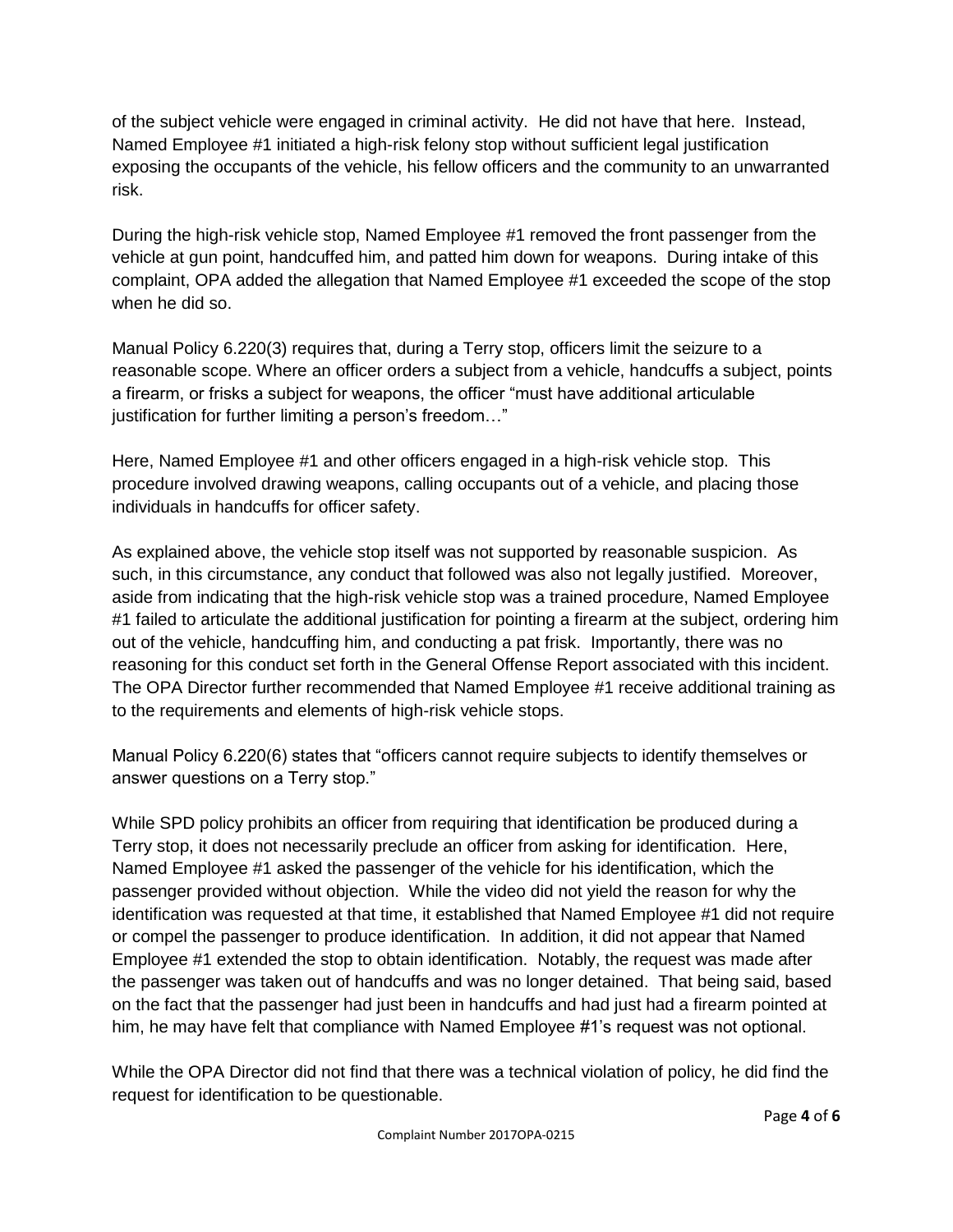of the subject vehicle were engaged in criminal activity. He did not have that here. Instead, Named Employee #1 initiated a high-risk felony stop without sufficient legal justification exposing the occupants of the vehicle, his fellow officers and the community to an unwarranted risk.

During the high-risk vehicle stop, Named Employee #1 removed the front passenger from the vehicle at gun point, handcuffed him, and patted him down for weapons. During intake of this complaint, OPA added the allegation that Named Employee #1 exceeded the scope of the stop when he did so.

Manual Policy 6.220(3) requires that, during a Terry stop, officers limit the seizure to a reasonable scope. Where an officer orders a subject from a vehicle, handcuffs a subject, points a firearm, or frisks a subject for weapons, the officer "must have additional articulable justification for further limiting a person's freedom…"

Here, Named Employee #1 and other officers engaged in a high-risk vehicle stop. This procedure involved drawing weapons, calling occupants out of a vehicle, and placing those individuals in handcuffs for officer safety.

As explained above, the vehicle stop itself was not supported by reasonable suspicion. As such, in this circumstance, any conduct that followed was also not legally justified. Moreover, aside from indicating that the high-risk vehicle stop was a trained procedure, Named Employee #1 failed to articulate the additional justification for pointing a firearm at the subject, ordering him out of the vehicle, handcuffing him, and conducting a pat frisk. Importantly, there was no reasoning for this conduct set forth in the General Offense Report associated with this incident. The OPA Director further recommended that Named Employee #1 receive additional training as to the requirements and elements of high-risk vehicle stops.

Manual Policy 6.220(6) states that "officers cannot require subjects to identify themselves or answer questions on a Terry stop."

While SPD policy prohibits an officer from requiring that identification be produced during a Terry stop, it does not necessarily preclude an officer from asking for identification. Here, Named Employee #1 asked the passenger of the vehicle for his identification, which the passenger provided without objection. While the video did not yield the reason for why the identification was requested at that time, it established that Named Employee #1 did not require or compel the passenger to produce identification. In addition, it did not appear that Named Employee #1 extended the stop to obtain identification. Notably, the request was made after the passenger was taken out of handcuffs and was no longer detained. That being said, based on the fact that the passenger had just been in handcuffs and had just had a firearm pointed at him, he may have felt that compliance with Named Employee #1's request was not optional.

While the OPA Director did not find that there was a technical violation of policy, he did find the request for identification to be questionable.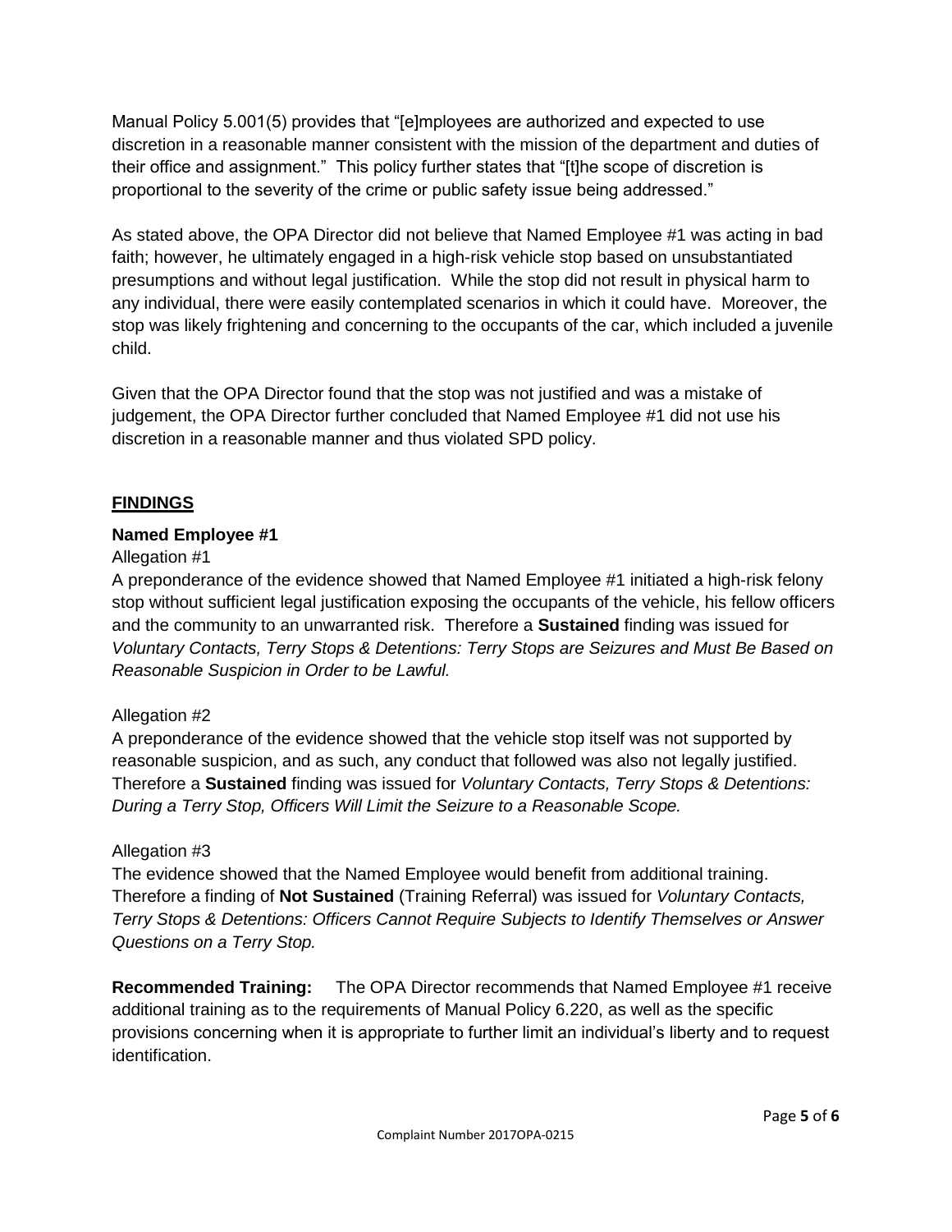Manual Policy 5.001(5) provides that "[e]mployees are authorized and expected to use discretion in a reasonable manner consistent with the mission of the department and duties of their office and assignment." This policy further states that "[t]he scope of discretion is proportional to the severity of the crime or public safety issue being addressed."

As stated above, the OPA Director did not believe that Named Employee #1 was acting in bad faith; however, he ultimately engaged in a high-risk vehicle stop based on unsubstantiated presumptions and without legal justification. While the stop did not result in physical harm to any individual, there were easily contemplated scenarios in which it could have. Moreover, the stop was likely frightening and concerning to the occupants of the car, which included a juvenile child.

Given that the OPA Director found that the stop was not justified and was a mistake of judgement, the OPA Director further concluded that Named Employee #1 did not use his discretion in a reasonable manner and thus violated SPD policy.

## FINDINGS

### Named Employee #1

Allegation #1

A preponderance of the evidence showed that Named Employee #1 initiated a high-risk felony stop without sufficient legal justification exposing the occupants of the vehicle, his fellow officers and the community to an unwarranted risk. Therefore a **Sustained** finding was issued for *Voluntary Contacts, Terry Stops & Detentions: Terry Stops are Seizures and Must Be Based on Reasonable Suspicion in Order to be Lawful.*

Allegation #2

A preponderance of the evidence showed that the vehicle stop itself was not supported by reasonable suspicion, and as such, any conduct that followed was also not legally justified. Therefore a **Sustained** finding was issued for *Voluntary Contacts, Terry Stops & Detentions: During a Terry Stop, Officers Will Limit the Seizure to a Reasonable Scope.*

Allegation #3

The evidence showed that the Named Employee would benefit from additional training. Therefore a finding of **Not Sustained** (Training Referral) was issued for *Voluntary Contacts, Terry Stops & Detentions: Officers Cannot Require Subjects to Identify Themselves or Answer Questions on a Terry Stop.*

**Recommended Training:** The OPA Director recommends that Named Employee #1 receive additional training as to the requirements of Manual Policy 6.220, as well as the specific provisions concerning when it is appropriate to further limit an individual's liberty and to request identification.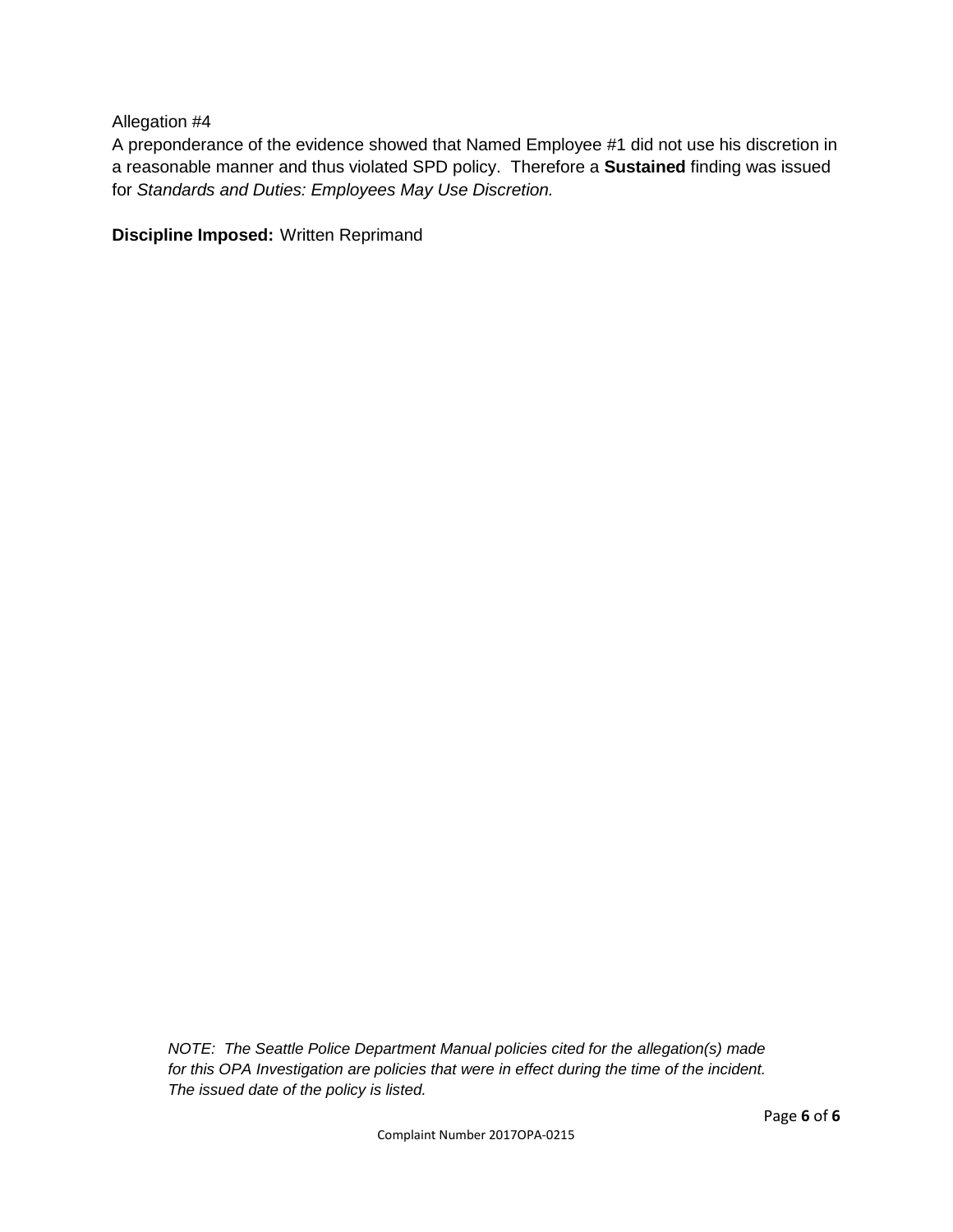Allegation #4

A preponderance of the evidence showed that Named Employee #1 did not use his discretion in a reasonable manner and thus violated SPD policy. Therefore a **Sustained** finding was issued for *Standards and Duties: Employees May Use Discretion.*

**Discipline Imposed:** Written Reprimand

*NOTE: The Seattle Police Department Manual policies cited for the allegation(s) made for this OPA Investigation are policies that were in effect during the time of the incident. The issued date of the policy is listed.*

Complaint Number 2017OPA-0215